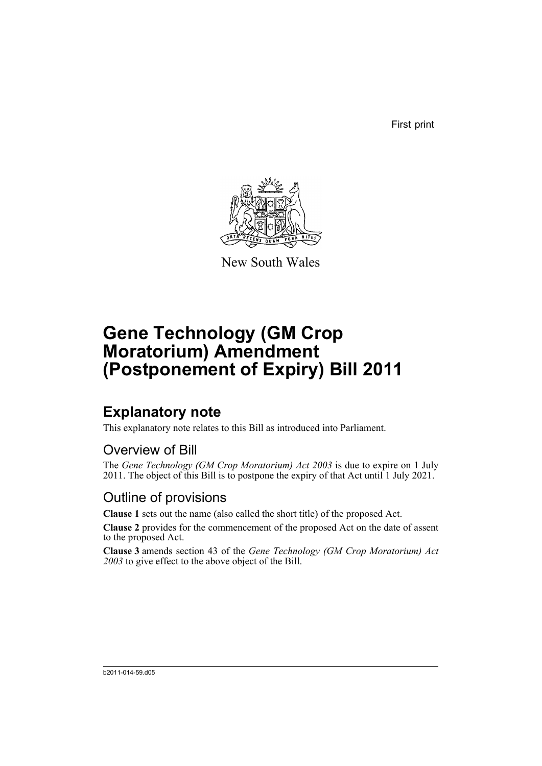First print

New South Wales

# Gene Technology (GM Crop Moratorium) Amendment (Postponement of Expiry) Bill 2011

## Explanatory note

This explanatory note relates to this Bill as introduced into Parliament.

### Overview of Bill

The *Gene Technology (GM Crop Moratorium) Act 2003* is due to expire on 1 July 2011. The object of this Bill is to postpone the expiry of that Act until 1 July 2021.

### Outline of provisions

**Clause 1** sets out the name (also called the short title) of the proposed Act.

**Clause 2** provides for the commencement of the proposed Act on the date of assent to the proposed Act.

**Clause 3** amends section 43 of the *Gene Technology (GM Crop Moratorium) Act 2003* to give effect to the above object of the Bill.

b2011-014-59.d05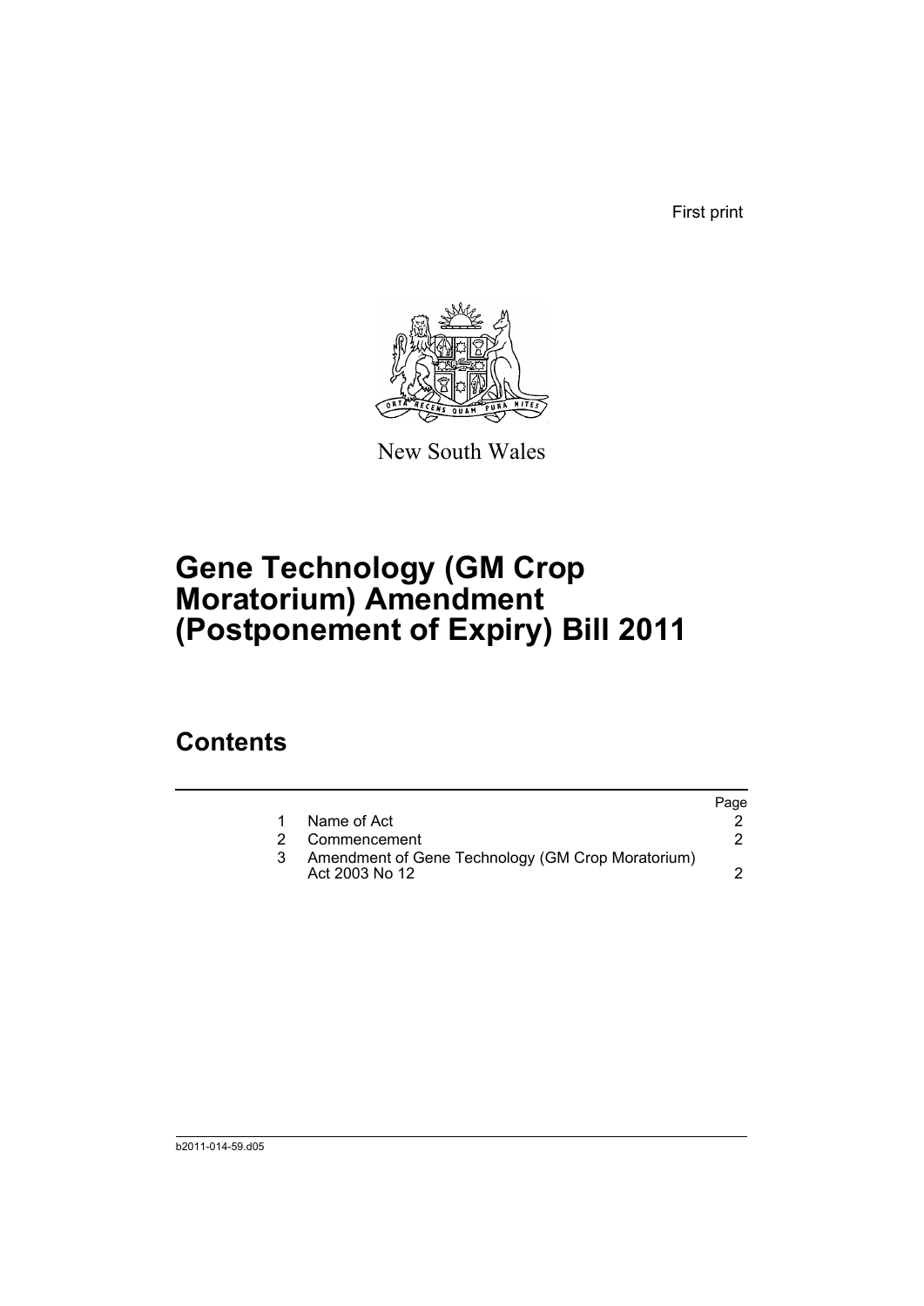First print

New South Wales

# Gene Technology (GM Crop Moratorium) Amendment (Postponement of Expiry) Bill 2011

## Contents

| | | Page |
|---|---|---|
| 1 | Name of Act | 2 |
| 2 | Commencement | 2 |
| 3 | Amendment of Gene Technology (GM Crop Moratorium) Act 2003 No 12 | 2 |

b2011-014-59.d05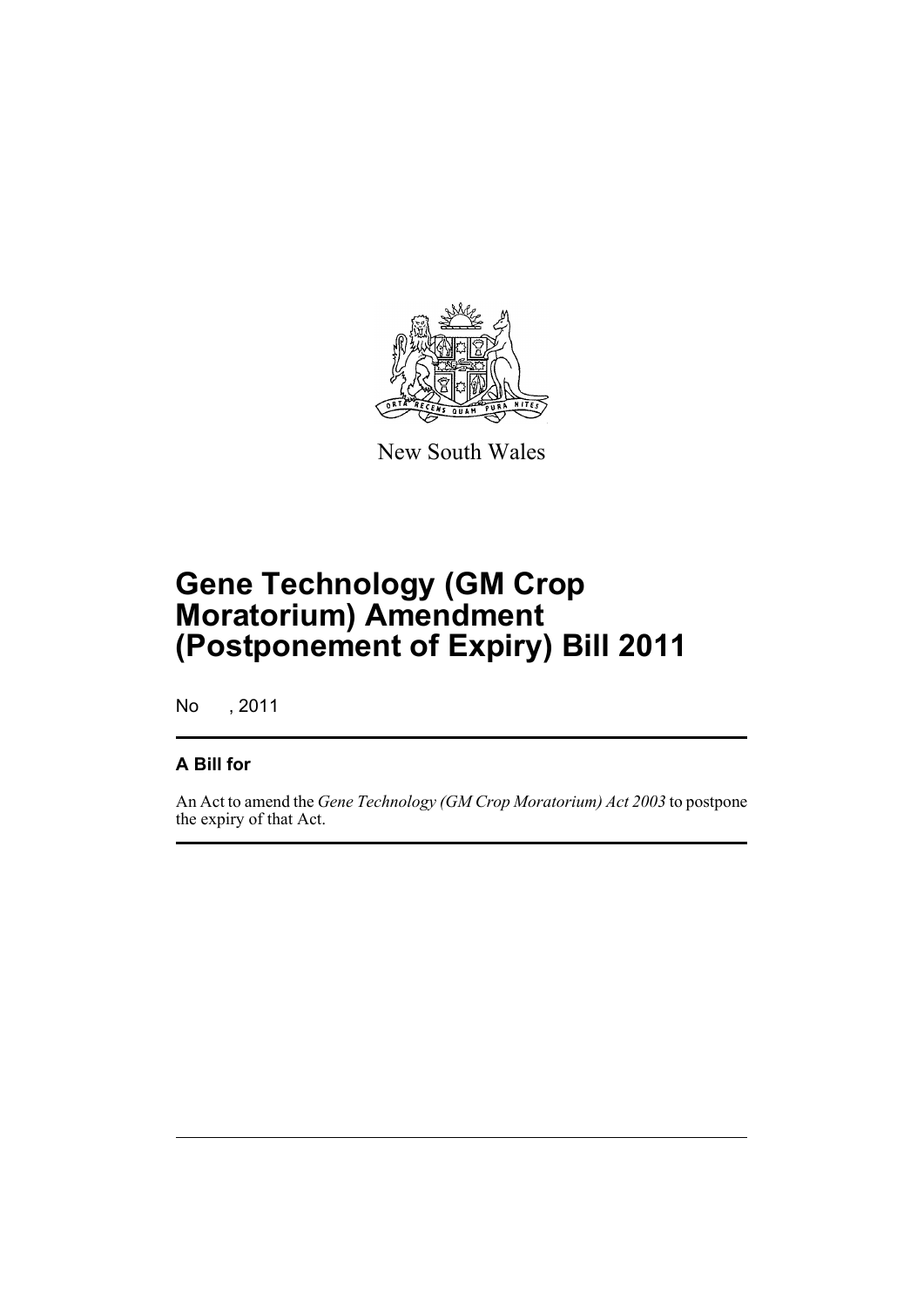New South Wales

# Gene Technology (GM Crop Moratorium) Amendment (Postponement of Expiry) Bill 2011

No , 2011

## A Bill for

An Act to amend the *Gene Technology (GM Crop Moratorium) Act 2003* to postpone the expiry of that Act.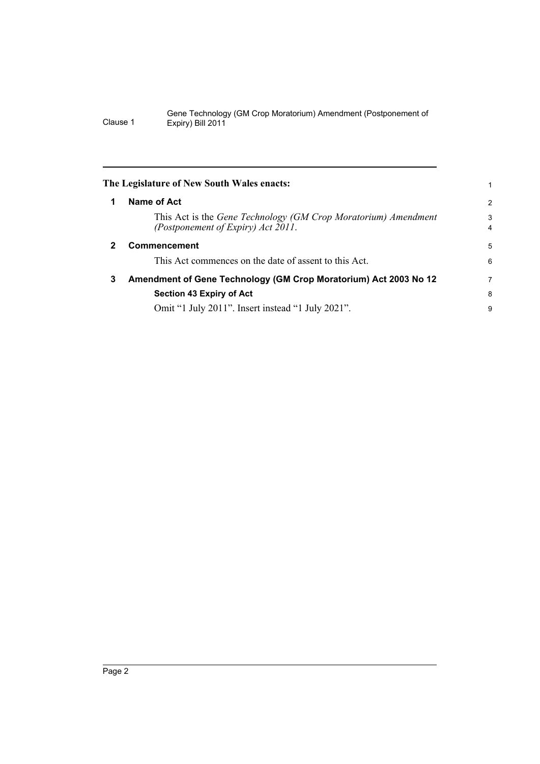**The Legislature of New South Wales enacts:**

## 1 Name of Act

This Act is the *Gene Technology (GM Crop Moratorium) Amendment (Postponement of Expiry) Act 2011*.

## 2 Commencement

This Act commences on the date of assent to this Act.

## 3 Amendment of Gene Technology (GM Crop Moratorium) Act 2003 No 12

**Section 43 Expiry of Act**

Omit "1 July 2011". Insert instead "1 July 2021".